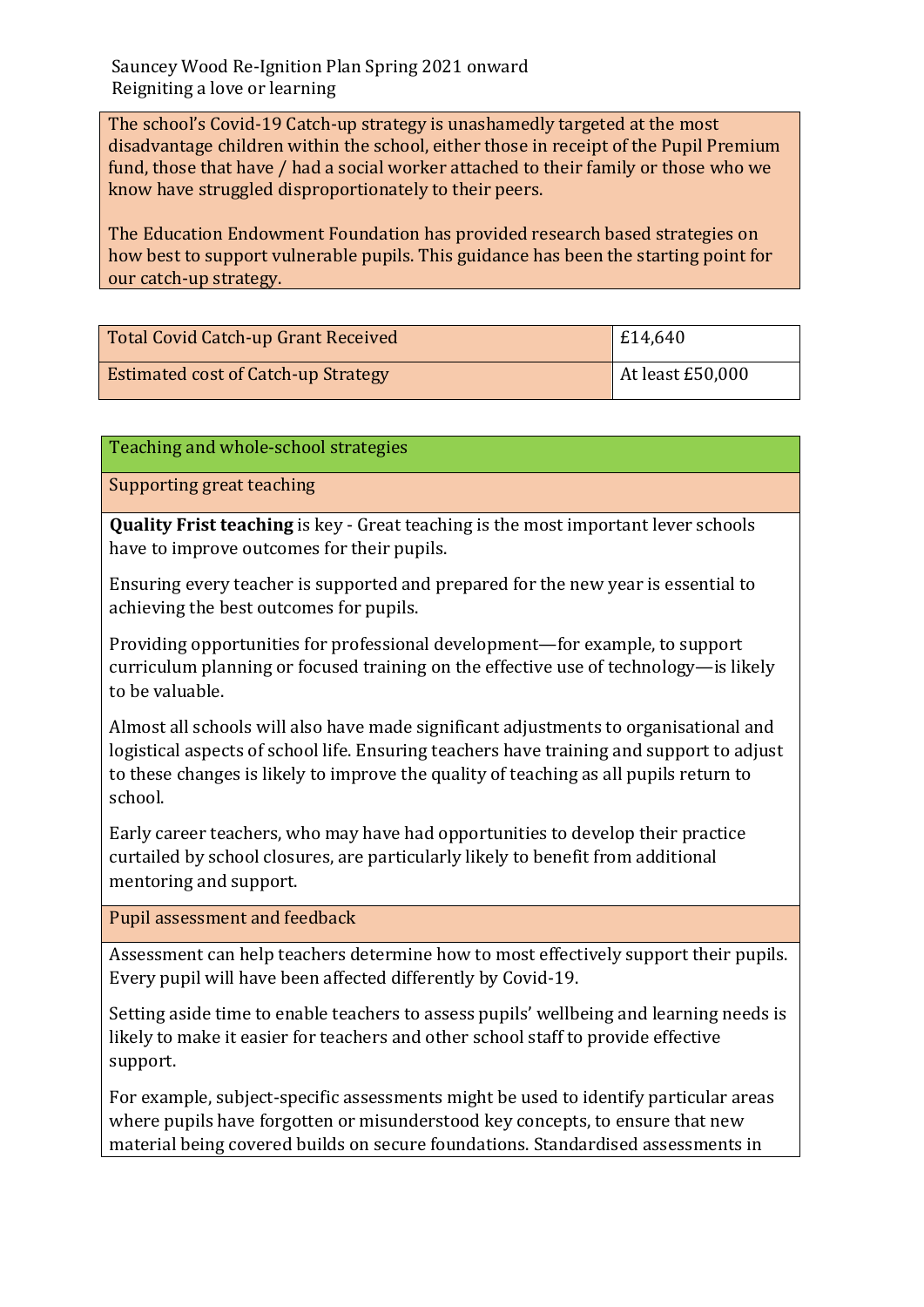Sauncey Wood Re-Ignition Plan Spring 2021 onward
Reigniting a love or learning

The school's Covid-19 Catch-up strategy is unashamedly targeted at the most disadvantage children within the school, either those in receipt of the Pupil Premium fund, those that have / had a social worker attached to their family or those who we know have struggled disproportionately to their peers.

The Education Endowment Foundation has provided research based strategies on how best to support vulnerable pupils. This guidance has been the starting point for our catch-up strategy.

| Total Covid Catch-up Grant Received | £14,640 |
| --- | --- |
| Estimated cost of Catch-up Strategy | At least £50,000 |

## Teaching and whole-school strategies

### Supporting great teaching

**Quality Frist teaching** is key - Great teaching is the most important lever schools have to improve outcomes for their pupils.

Ensuring every teacher is supported and prepared for the new year is essential to achieving the best outcomes for pupils.

Providing opportunities for professional development—for example, to support curriculum planning or focused training on the effective use of technology—is likely to be valuable.

Almost all schools will also have made significant adjustments to organisational and logistical aspects of school life. Ensuring teachers have training and support to adjust to these changes is likely to improve the quality of teaching as all pupils return to school.

Early career teachers, who may have had opportunities to develop their practice curtailed by school closures, are particularly likely to benefit from additional mentoring and support.

### Pupil assessment and feedback

Assessment can help teachers determine how to most effectively support their pupils. Every pupil will have been affected differently by Covid-19.

Setting aside time to enable teachers to assess pupils' wellbeing and learning needs is likely to make it easier for teachers and other school staff to provide effective support.

For example, subject-specific assessments might be used to identify particular areas where pupils have forgotten or misunderstood key concepts, to ensure that new material being covered builds on secure foundations. Standardised assessments in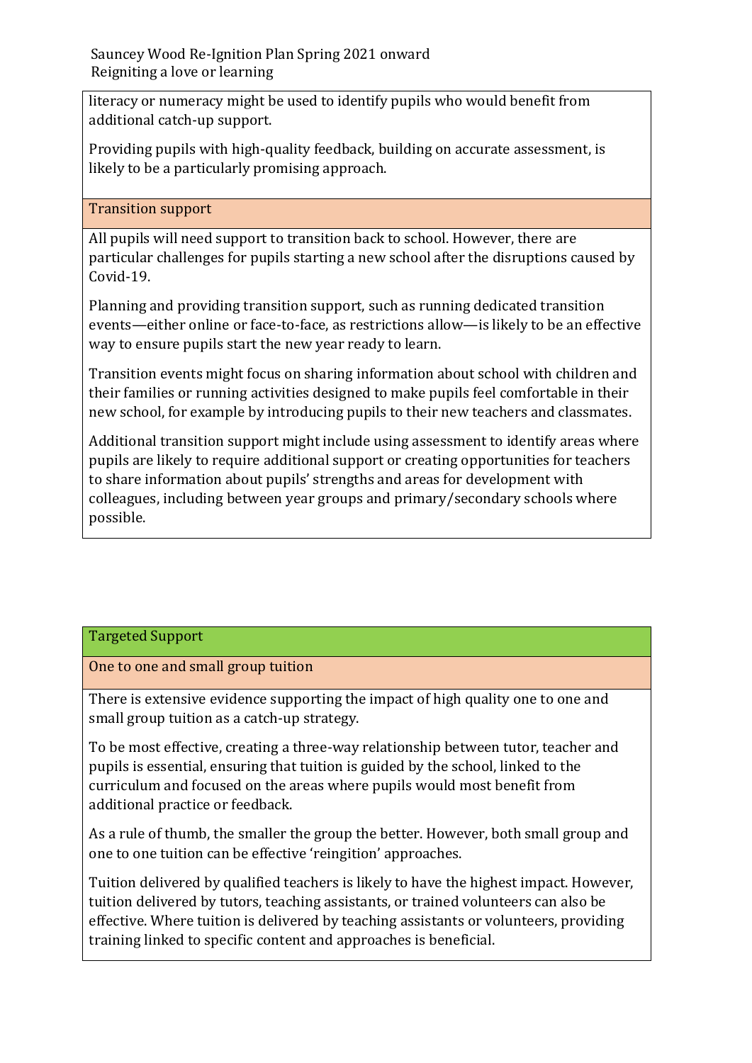literacy or numeracy might be used to identify pupils who would benefit from additional catch-up support.

Providing pupils with high-quality feedback, building on accurate assessment, is likely to be a particularly promising approach.

### Transition support

All pupils will need support to transition back to school. However, there are particular challenges for pupils starting a new school after the disruptions caused by Covid-19.

Planning and providing transition support, such as running dedicated transition events—either online or face-to-face, as restrictions allow—is likely to be an effective way to ensure pupils start the new year ready to learn.

Transition events might focus on sharing information about school with children and their families or running activities designed to make pupils feel comfortable in their new school, for example by introducing pupils to their new teachers and classmates.

Additional transition support might include using assessment to identify areas where pupils are likely to require additional support or creating opportunities for teachers to share information about pupils' strengths and areas for development with colleagues, including between year groups and primary/secondary schools where possible.

## Targeted Support

### One to one and small group tuition

There is extensive evidence supporting the impact of high quality one to one and small group tuition as a catch-up strategy.

To be most effective, creating a three-way relationship between tutor, teacher and pupils is essential, ensuring that tuition is guided by the school, linked to the curriculum and focused on the areas where pupils would most benefit from additional practice or feedback.

As a rule of thumb, the smaller the group the better. However, both small group and one to one tuition can be effective 'reingition' approaches.

Tuition delivered by qualified teachers is likely to have the highest impact. However, tuition delivered by tutors, teaching assistants, or trained volunteers can also be effective. Where tuition is delivered by teaching assistants or volunteers, providing training linked to specific content and approaches is beneficial.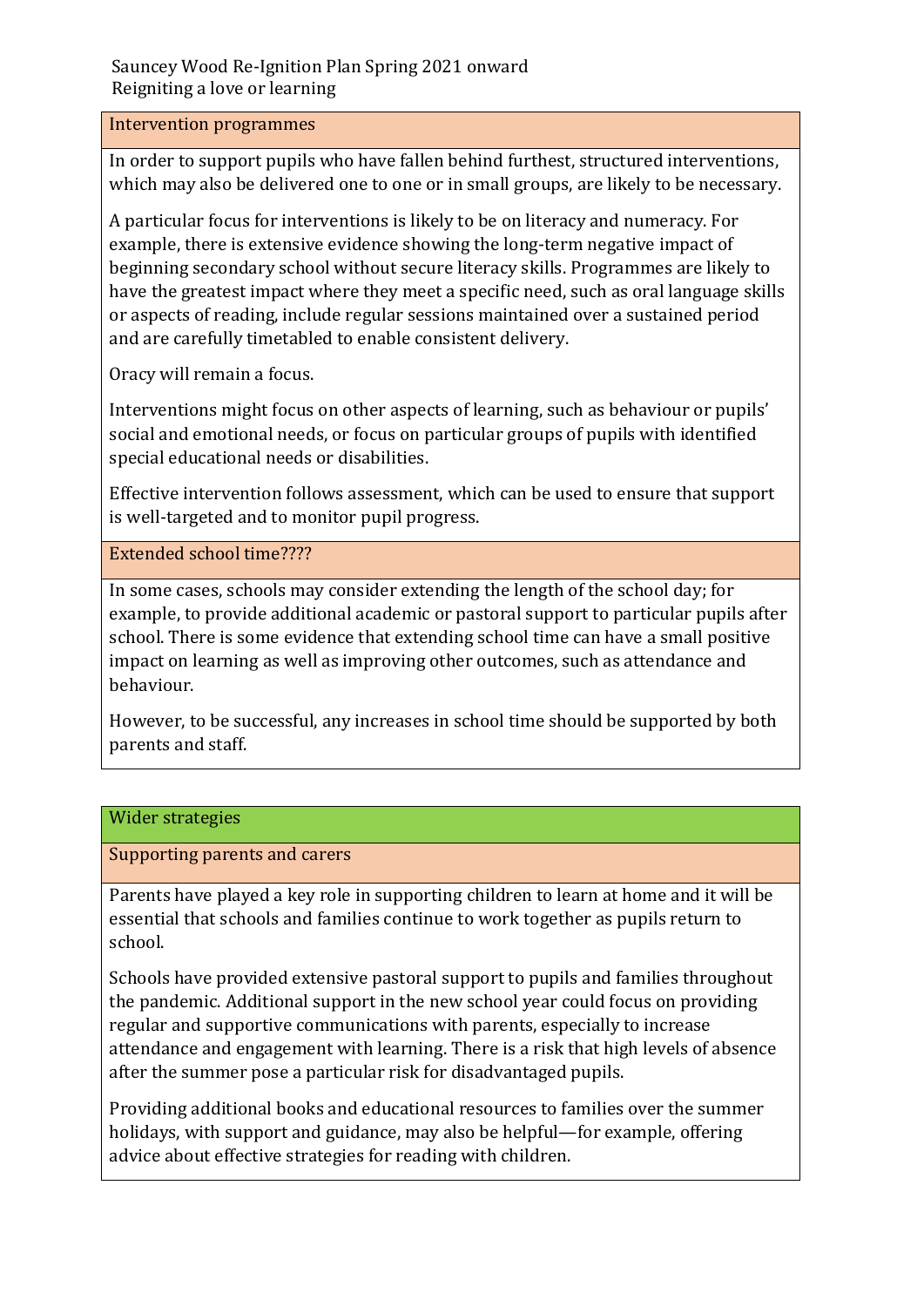Sauncey Wood Re-Ignition Plan Spring 2021 onward
Reigniting a love or learning

## Intervention programmes

In order to support pupils who have fallen behind furthest, structured interventions, which may also be delivered one to one or in small groups, are likely to be necessary.

A particular focus for interventions is likely to be on literacy and numeracy. For example, there is extensive evidence showing the long-term negative impact of beginning secondary school without secure literacy skills. Programmes are likely to have the greatest impact where they meet a specific need, such as oral language skills or aspects of reading, include regular sessions maintained over a sustained period and are carefully timetabled to enable consistent delivery.

Oracy will remain a focus.

Interventions might focus on other aspects of learning, such as behaviour or pupils' social and emotional needs, or focus on particular groups of pupils with identified special educational needs or disabilities.

Effective intervention follows assessment, which can be used to ensure that support is well-targeted and to monitor pupil progress.

## Extended school time????

In some cases, schools may consider extending the length of the school day; for example, to provide additional academic or pastoral support to particular pupils after school. There is some evidence that extending school time can have a small positive impact on learning as well as improving other outcomes, such as attendance and behaviour.

However, to be successful, any increases in school time should be supported by both parents and staff.

# Wider strategies

## Supporting parents and carers

Parents have played a key role in supporting children to learn at home and it will be essential that schools and families continue to work together as pupils return to school.

Schools have provided extensive pastoral support to pupils and families throughout the pandemic. Additional support in the new school year could focus on providing regular and supportive communications with parents, especially to increase attendance and engagement with learning. There is a risk that high levels of absence after the summer pose a particular risk for disadvantaged pupils.

Providing additional books and educational resources to families over the summer holidays, with support and guidance, may also be helpful—for example, offering advice about effective strategies for reading with children.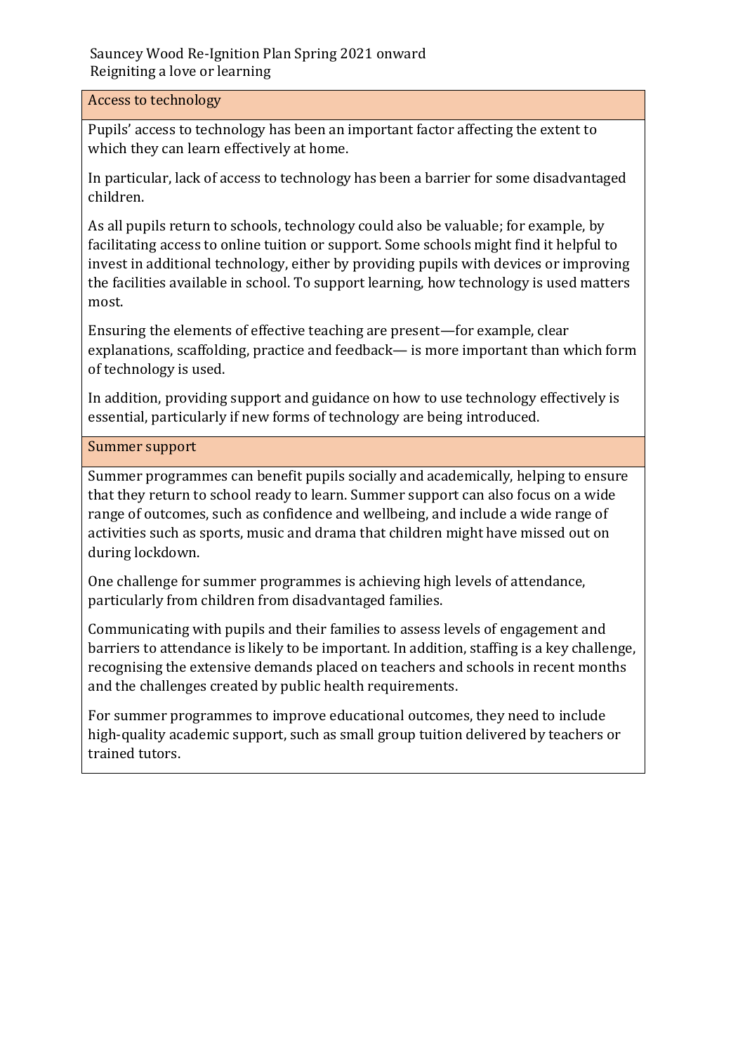Sauncey Wood Re-Ignition Plan Spring 2021 onward
Reigniting a love or learning

## Access to technology

Pupils' access to technology has been an important factor affecting the extent to which they can learn effectively at home.

In particular, lack of access to technology has been a barrier for some disadvantaged children.

As all pupils return to schools, technology could also be valuable; for example, by facilitating access to online tuition or support. Some schools might find it helpful to invest in additional technology, either by providing pupils with devices or improving the facilities available in school. To support learning, how technology is used matters most.

Ensuring the elements of effective teaching are present—for example, clear explanations, scaffolding, practice and feedback— is more important than which form of technology is used.

In addition, providing support and guidance on how to use technology effectively is essential, particularly if new forms of technology are being introduced.

## Summer support

Summer programmes can benefit pupils socially and academically, helping to ensure that they return to school ready to learn. Summer support can also focus on a wide range of outcomes, such as confidence and wellbeing, and include a wide range of activities such as sports, music and drama that children might have missed out on during lockdown.

One challenge for summer programmes is achieving high levels of attendance, particularly from children from disadvantaged families.

Communicating with pupils and their families to assess levels of engagement and barriers to attendance is likely to be important. In addition, staffing is a key challenge, recognising the extensive demands placed on teachers and schools in recent months and the challenges created by public health requirements.

For summer programmes to improve educational outcomes, they need to include high-quality academic support, such as small group tuition delivered by teachers or trained tutors.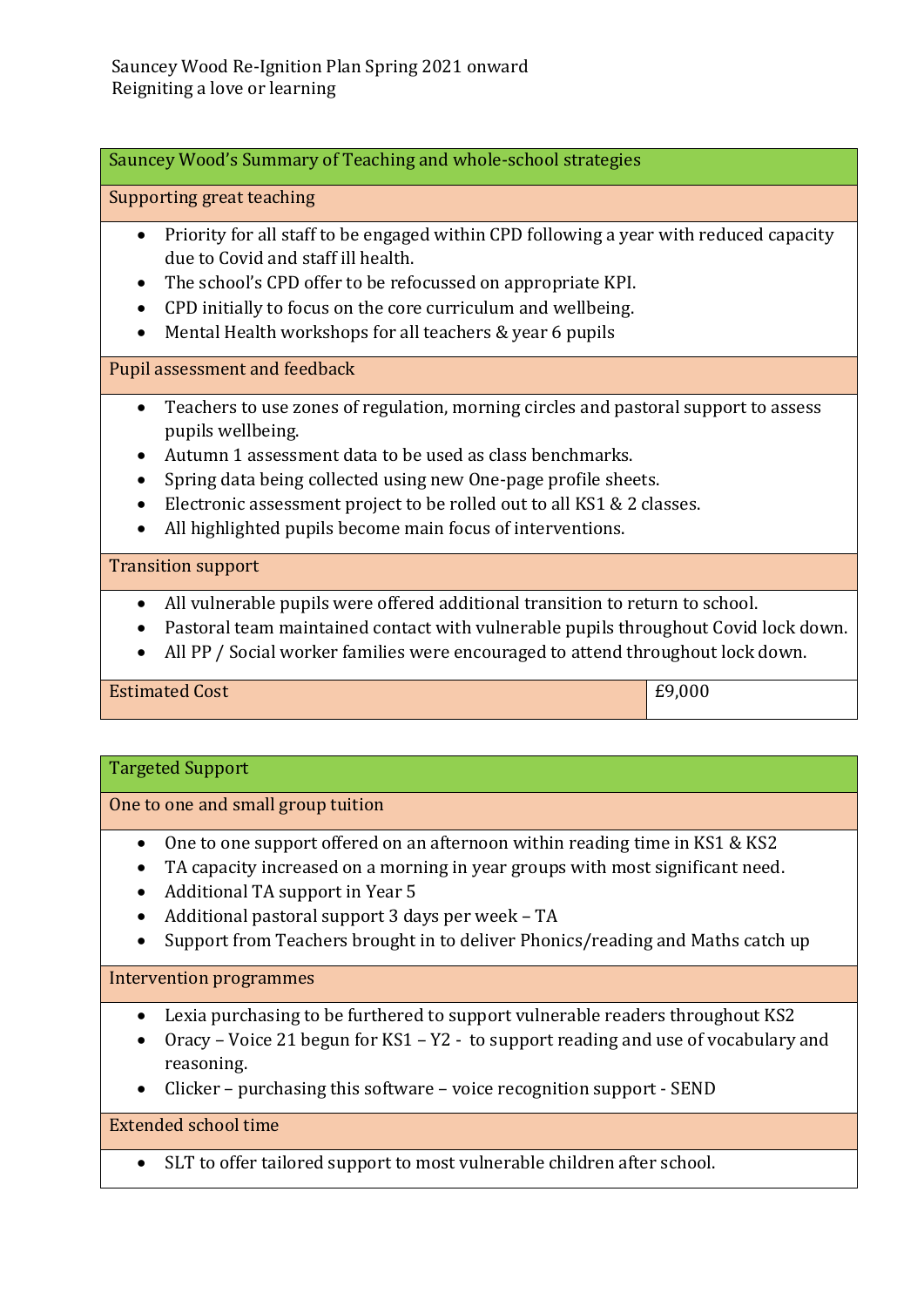Sauncey Wood Re-Ignition Plan Spring 2021 onward
Reignititing a love or learning

## Sauncey Wood's Summary of Teaching and whole-school strategies

### Supporting great teaching

- Priority for all staff to be engaged within CPD following a year with reduced capacity due to Covid and staff ill health.
- The school's CPD offer to be refocussed on appropriate KPI.
- CPD initially to focus on the core curriculum and wellbeing.
- Mental Health workshops for all teachers & year 6 pupils

### Pupil assessment and feedback

- Teachers to use zones of regulation, morning circles and pastoral support to assess pupils wellbeing.
- Autumn 1 assessment data to be used as class benchmarks.
- Spring data being collected using new One-page profile sheets.
- Electronic assessment project to be rolled out to all KS1 & 2 classes.
- All highlighted pupils become main focus of interventions.

### Transition support

- All vulnerable pupils were offered additional transition to return to school.
- Pastoral team maintained contact with vulnerable pupils throughout Covid lock down.
- All PP / Social worker families were encouraged to attend throughout lock down.

| Estimated Cost | £9,000 |
|---|---|

## Targeted Support

### One to one and small group tuition

- One to one support offered on an afternoon within reading time in KS1 & KS2
- TA capacity increased on a morning in year groups with most significant need.
- Additional TA support in Year 5
- Additional pastoral support 3 days per week – TA
- Support from Teachers brought in to deliver Phonics/reading and Maths catch up

### Intervention programmes

- Lexia purchasing to be furthered to support vulnerable readers throughout KS2
- Oracy – Voice 21 begun for KS1 – Y2 - to support reading and use of vocabulary and reasoning.
- Clicker – purchasing this software – voice recognition support - SEND

### Extended school time

- SLT to offer tailored support to most vulnerable children after school.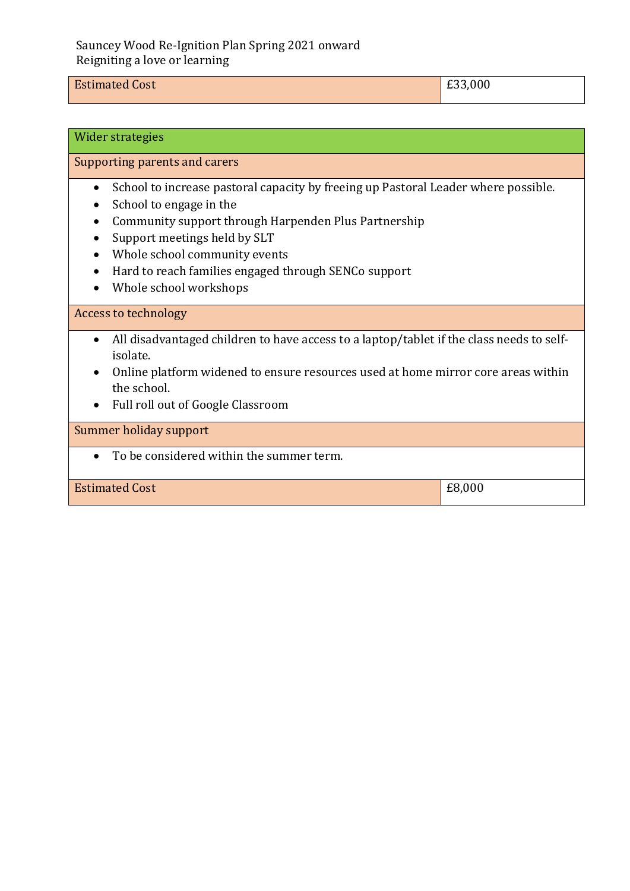Sauncey Wood Re-Ignition Plan Spring 2021 onward
Reigniting a love or learning

| | |
|---|---|
| Estimated Cost | £33,000 |

## Wider strategies

### Supporting parents and carers

- School to increase pastoral capacity by freeing up Pastoral Leader where possible.
- School to engage in the
- Community support through Harpenden Plus Partnership
- Support meetings held by SLT
- Whole school community events
- Hard to reach families engaged through SENCo support
- Whole school workshops

### Access to technology

- All disadvantaged children to have access to a laptop/tablet if the class needs to self-isolate.
- Online platform widened to ensure resources used at home mirror core areas within the school.
- Full roll out of Google Classroom

### Summer holiday support

- To be considered within the summer term.

| | |
|---|---|
| Estimated Cost | £8,000 |